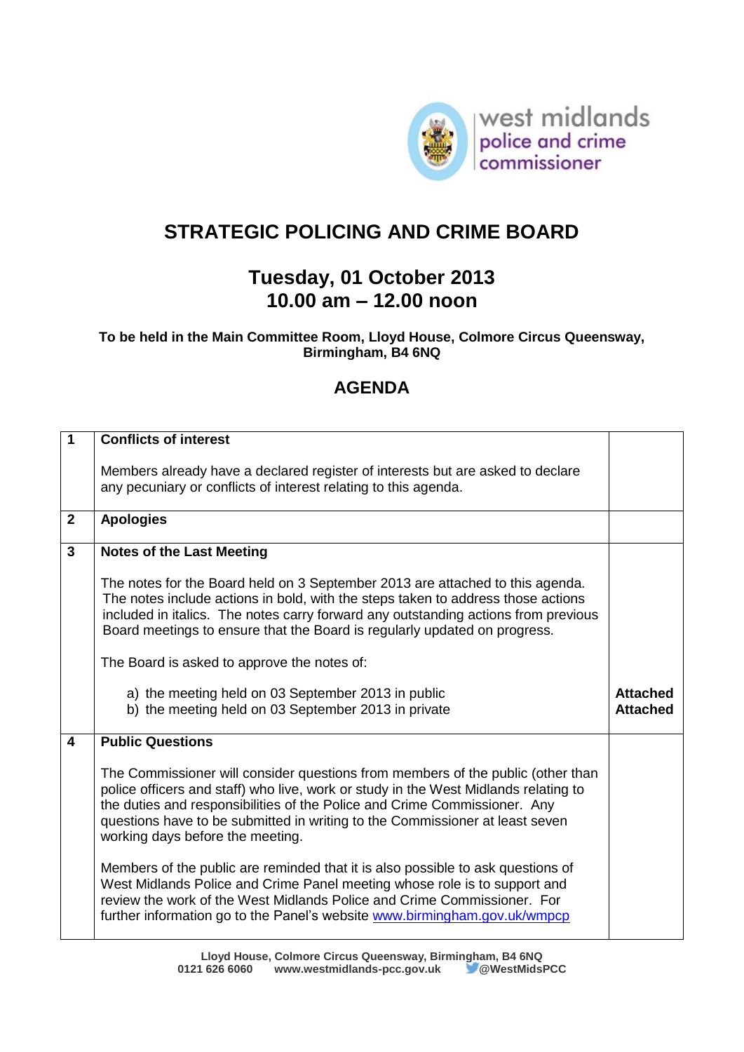west midlands police and crime commissioner

# STRATEGIC POLICING AND CRIME BOARD

## Tuesday, 01 October 2013
## 10.00 am – 12.00 noon

**To be held in the Main Committee Room, Lloyd House, Colmore Circus Queensway, Birmingham, B4 6NQ**

## AGENDA

| | | |
|---|---|---|
| **1** | **Conflicts of interest**<br><br>Members already have a declared register of interests but are asked to declare any pecuniary or conflicts of interest relating to this agenda. | |
| **2** | **Apologies** | |
| **3** | **Notes of the Last Meeting**<br><br>The notes for the Board held on 3 September 2013 are attached to this agenda. The notes include actions in bold, with the steps taken to address those actions included in italics. The notes carry forward any outstanding actions from previous Board meetings to ensure that the Board is regularly updated on progress.<br><br>The Board is asked to approve the notes of:<br><br>a) the meeting held on 03 September 2013 in public<br>b) the meeting held on 03 September 2013 in private | <br><br><br><br><br><br>**Attached**<br>**Attached** |
| **4** | **Public Questions**<br><br>The Commissioner will consider questions from members of the public (other than police officers and staff) who live, work or study in the West Midlands relating to the duties and responsibilities of the Police and Crime Commissioner. Any questions have to be submitted in writing to the Commissioner at least seven working days before the meeting.<br><br>Members of the public are reminded that it is also possible to ask questions of West Midlands Police and Crime Panel meeting whose role is to support and review the work of the West Midlands Police and Crime Commissioner. For further information go to the Panel's website [www.birmingham.gov.uk/wmpcp](http://www.birmingham.gov.uk/wmpcp) | |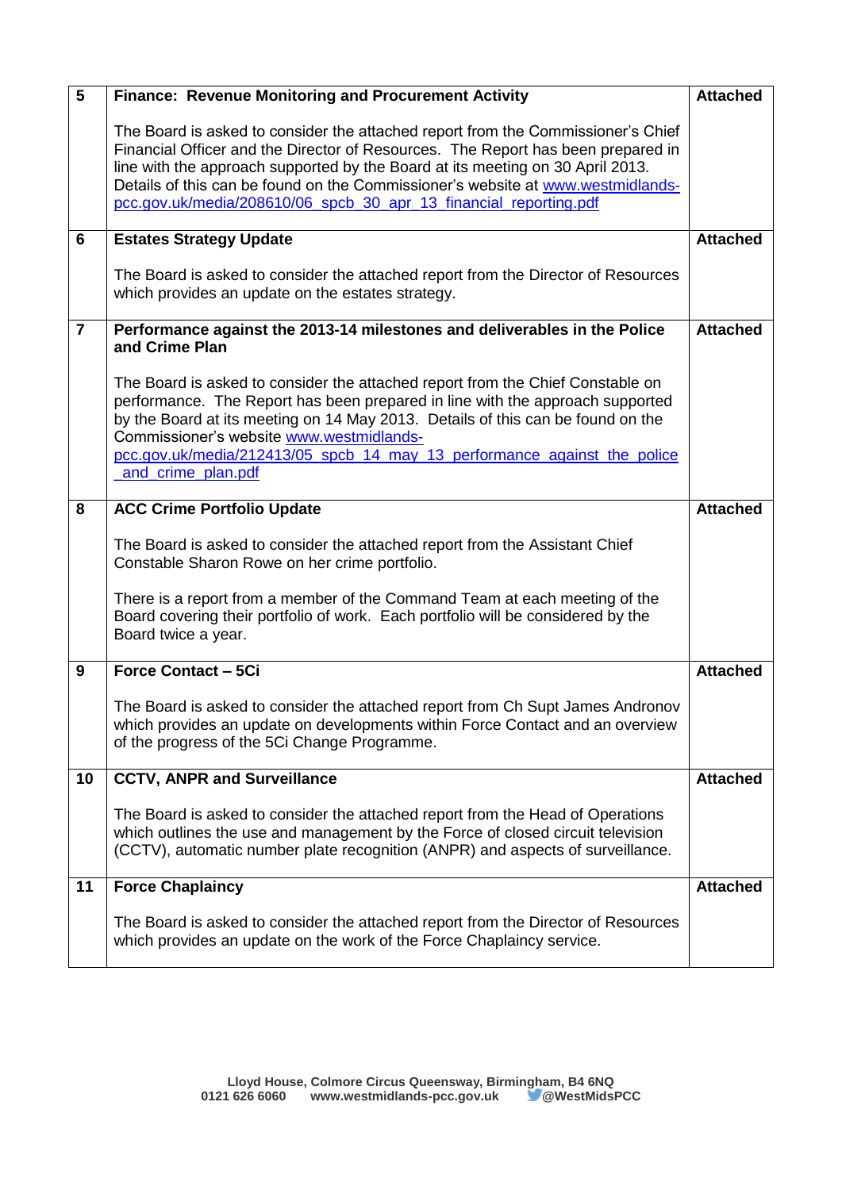| | | |
|---|---|---|
| 5 | **Finance: Revenue Monitoring and Procurement Activity**<br><br>The Board is asked to consider the attached report from the Commissioner's Chief Financial Officer and the Director of Resources. The Report has been prepared in line with the approach supported by the Board at its meeting on 30 April 2013. Details of this can be found on the Commissioner's website at www.westmidlands-pcc.gov.uk/media/208610/06_spcb_30_apr_13_financial_reporting.pdf | **Attached** |
| 6 | **Estates Strategy Update**<br><br>The Board is asked to consider the attached report from the Director of Resources which provides an update on the estates strategy. | **Attached** |
| 7 | **Performance against the 2013-14 milestones and deliverables in the Police and Crime Plan**<br><br>The Board is asked to consider the attached report from the Chief Constable on performance. The Report has been prepared in line with the approach supported by the Board at its meeting on 14 May 2013. Details of this can be found on the Commissioner's website www.westmidlands-pcc.gov.uk/media/212413/05_spcb_14_may_13_performance_against_the_police_and_crime_plan.pdf | **Attached** |
| 8 | **ACC Crime Portfolio Update**<br><br>The Board is asked to consider the attached report from the Assistant Chief Constable Sharon Rowe on her crime portfolio.<br><br>There is a report from a member of the Command Team at each meeting of the Board covering their portfolio of work. Each portfolio will be considered by the Board twice a year. | **Attached** |
| 9 | **Force Contact – 5Ci**<br><br>The Board is asked to consider the attached report from Ch Supt James Andronov which provides an update on developments within Force Contact and an overview of the progress of the 5Ci Change Programme. | **Attached** |
| 10 | **CCTV, ANPR and Surveillance**<br><br>The Board is asked to consider the attached report from the Head of Operations which outlines the use and management by the Force of closed circuit television (CCTV), automatic number plate recognition (ANPR) and aspects of surveillance. | **Attached** |
| 11 | **Force Chaplaincy**<br><br>The Board is asked to consider the attached report from the Director of Resources which provides an update on the work of the Force Chaplaincy service. | **Attached** |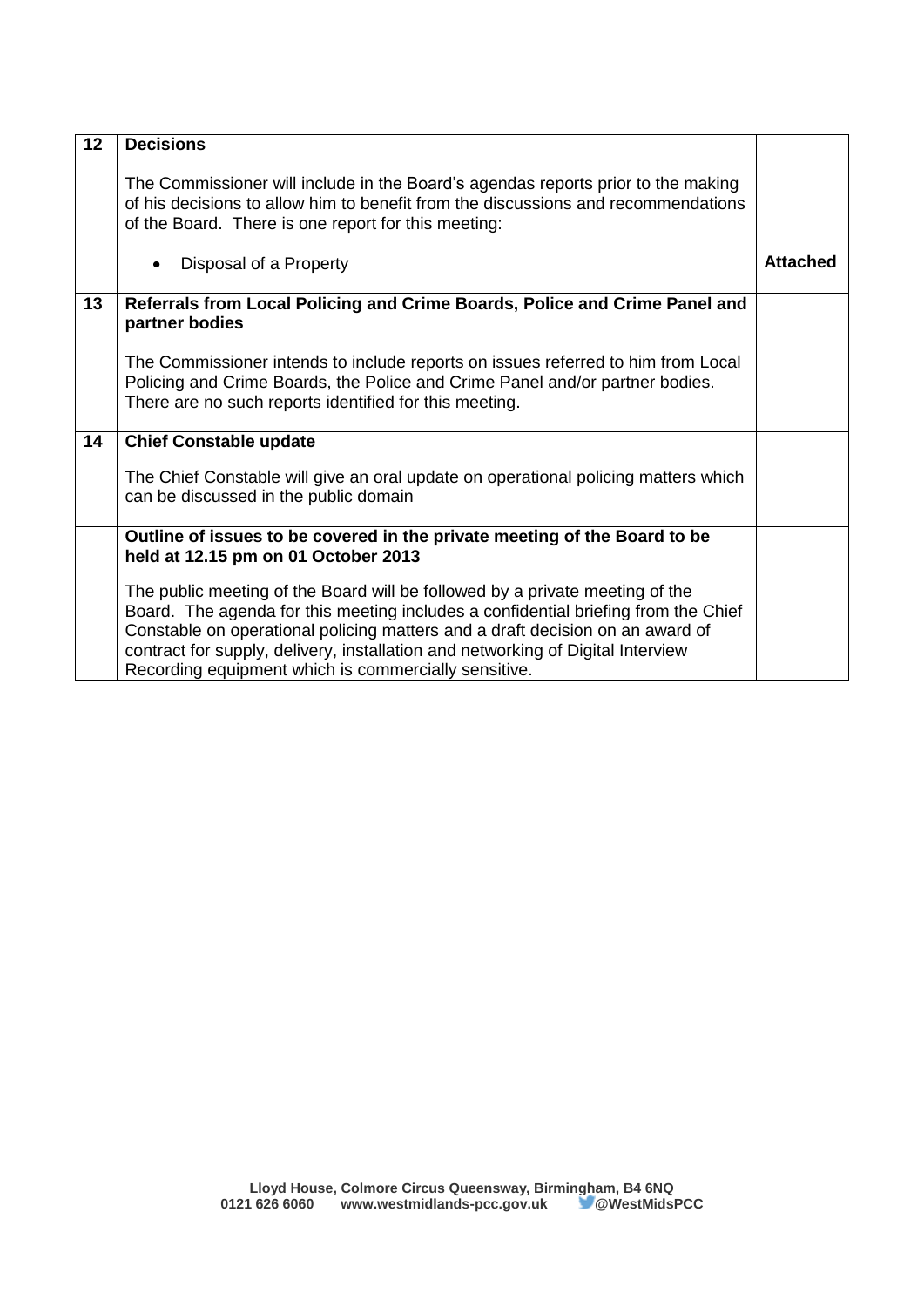| | | |
|---|---|---|
| 12 | **Decisions**<br><br>The Commissioner will include in the Board's agendas reports prior to the making of his decisions to allow him to benefit from the discussions and recommendations of the Board. There is one report for this meeting:<br><br>• Disposal of a Property | **Attached** |
| 13 | **Referrals from Local Policing and Crime Boards, Police and Crime Panel and partner bodies**<br><br>The Commissioner intends to include reports on issues referred to him from Local Policing and Crime Boards, the Police and Crime Panel and/or partner bodies. There are no such reports identified for this meeting. | |
| 14 | **Chief Constable update**<br><br>The Chief Constable will give an oral update on operational policing matters which can be discussed in the public domain | |
| | **Outline of issues to be covered in the private meeting of the Board to be held at 12.15 pm on 01 October 2013**<br><br>The public meeting of the Board will be followed by a private meeting of the Board. The agenda for this meeting includes a confidential briefing from the Chief Constable on operational policing matters and a draft decision on an award of contract for supply, delivery, installation and networking of Digital Interview Recording equipment which is commercially sensitive. | |

**Lloyd House, Colmore Circus Queensway, Birmingham, B4 6NQ**
**0121 626 6060 www.westmidlands-pcc.gov.uk @WestMidsPCC**